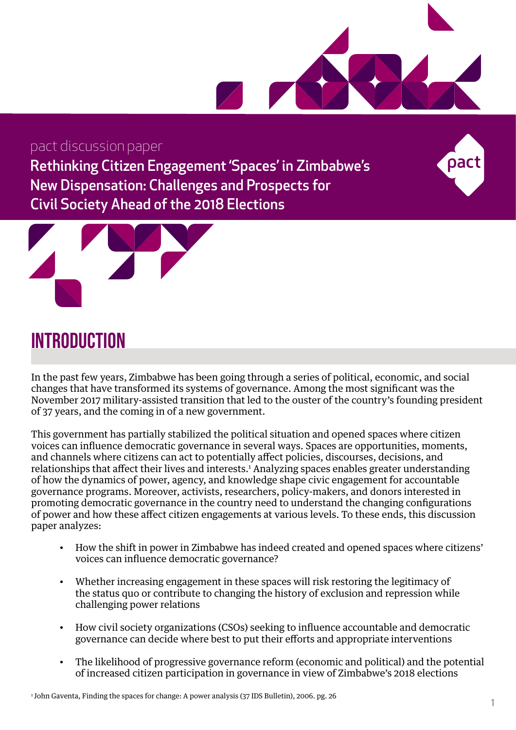pact discussion paper

# Rethinking Citizen Engagement 'Spaces' in Zimbabwe's New Dispensation: Challenges and Prospects for Civil Society Ahead of the 2018 Elections

## INTRODUCTION

In the past few years, Zimbabwe has been going through a series of political, economic, and social changes that have transformed its systems of governance. Among the most significant was the November 2017 military-assisted transition that led to the ouster of the country's founding president of 37 years, and the coming in of a new government.

This government has partially stabilized the political situation and opened spaces where citizen voices can influence democratic governance in several ways. Spaces are opportunities, moments, and channels where citizens can act to potentially affect policies, discourses, decisions, and relationships that affect their lives and interests.[1] Analyzing spaces enables greater understanding of how the dynamics of power, agency, and knowledge shape civic engagement for accountable governance programs. Moreover, activists, researchers, policy-makers, and donors interested in promoting democratic governance in the country need to understand the changing configurations of power and how these affect citizen engagements at various levels. To these ends, this discussion paper analyzes:

- How the shift in power in Zimbabwe has indeed created and opened spaces where citizens' voices can influence democratic governance?
- Whether increasing engagement in these spaces will risk restoring the legitimacy of the status quo or contribute to changing the history of exclusion and repression while challenging power relations
- How civil society organizations (CSOs) seeking to influence accountable and democratic governance can decide where best to put their efforts and appropriate interventions
- The likelihood of progressive governance reform (economic and political) and the potential of increased citizen participation in governance in view of Zimbabwe's 2018 elections

[1] John Gaventa, Finding the spaces for change: A power analysis (37 IDS Bulletin), 2006. pg. 26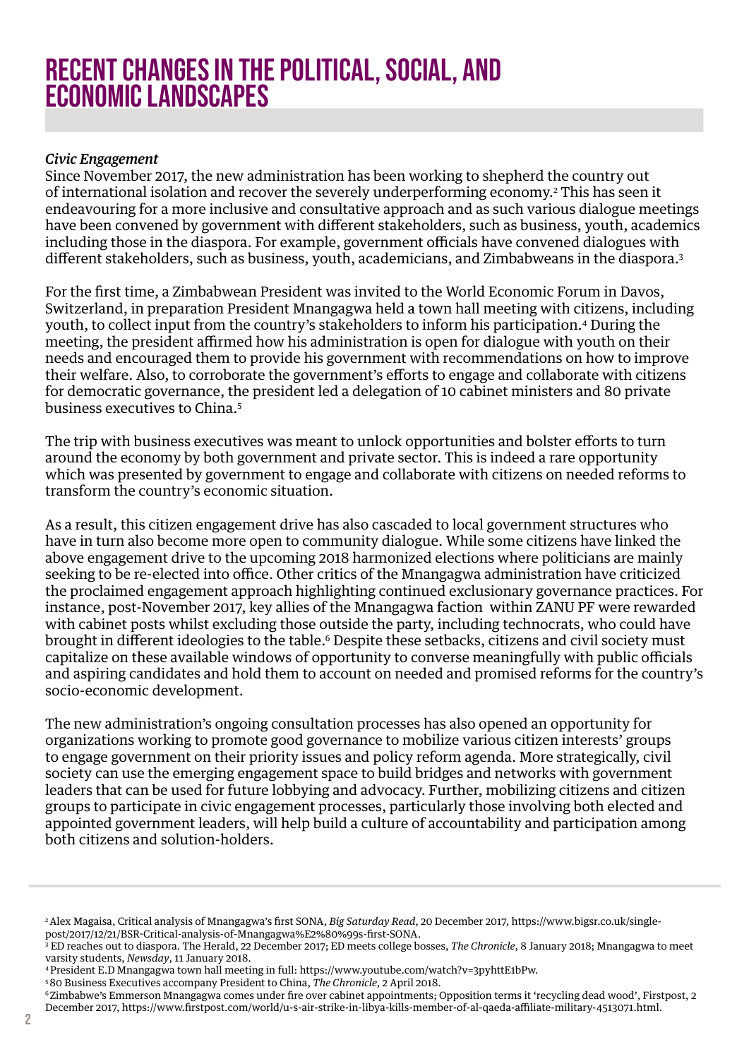# RECENT CHANGES IN THE POLITICAL, SOCIAL, AND ECONOMIC LANDSCAPES

*Civic Engagement*

Since November 2017, the new administration has been working to shepherd the country out of international isolation and recover the severely underperforming economy.[2] This has seen it endeavouring for a more inclusive and consultative approach and as such various dialogue meetings have been convened by government with different stakeholders, such as business, youth, academics including those in the diaspora. For example, government officials have convened dialogues with different stakeholders, such as business, youth, academicians, and Zimbabweans in the diaspora.[3]

For the first time, a Zimbabwean President was invited to the World Economic Forum in Davos, Switzerland, in preparation President Mnangagwa held a town hall meeting with citizens, including youth, to collect input from the country's stakeholders to inform his participation.[4] During the meeting, the president affirmed how his administration is open for dialogue with youth on their needs and encouraged them to provide his government with recommendations on how to improve their welfare. Also, to corroborate the government's efforts to engage and collaborate with citizens for democratic governance, the president led a delegation of 10 cabinet ministers and 80 private business executives to China.[5]

The trip with business executives was meant to unlock opportunities and bolster efforts to turn around the economy by both government and private sector. This is indeed a rare opportunity which was presented by government to engage and collaborate with citizens on needed reforms to transform the country's economic situation.

As a result, this citizen engagement drive has also cascaded to local government structures who have in turn also become more open to community dialogue. While some citizens have linked the above engagement drive to the upcoming 2018 harmonized elections where politicians are mainly seeking to be re-elected into office. Other critics of the Mnangagwa administration have criticized the proclaimed engagement approach highlighting continued exclusionary governance practices. For instance, post-November 2017, key allies of the Mnangagwa faction within ZANU PF were rewarded with cabinet posts whilst excluding those outside the party, including technocrats, who could have brought in different ideologies to the table.[6] Despite these setbacks, citizens and civil society must capitalize on these available windows of opportunity to converse meaningfully with public officials and aspiring candidates and hold them to account on needed and promised reforms for the country's socio-economic development.

The new administration's ongoing consultation processes has also opened an opportunity for organizations working to promote good governance to mobilize various citizen interests' groups to engage government on their priority issues and policy reform agenda. More strategically, civil society can use the emerging engagement space to build bridges and networks with government leaders that can be used for future lobbying and advocacy. Further, mobilizing citizens and citizen groups to participate in civic engagement processes, particularly those involving both elected and appointed government leaders, will help build a culture of accountability and participation among both citizens and solution-holders.

---

[2] Alex Magaisa, Critical analysis of Mnangagwa's first SONA, *Big Saturday Read*, 20 December 2017, https://www.bigsr.co.uk/single-post/2017/12/21/BSR-Critical-analysis-of-Mnangagwa%E2%80%99s-first-SONA.

[3] ED reaches out to diaspora. The Herald, 22 December 2017; ED meets college bosses, *The Chronicle*, 8 January 2018; Mnangagwa to meet varsity students, *Newsday*, 11 January 2018.

[4] President E.D Mnangagwa town hall meeting in full: https://www.youtube.com/watch?v=3pyhttE1bPw.

[5] 80 Business Executives accompany President to China, *The Chronicle*, 2 April 2018.

[6] Zimbabwe's Emmerson Mnangagwa comes under fire over cabinet appointments; Opposition terms it 'recycling dead wood', Firstpost, 2 December 2017, https://www.firstpost.com/world/u-s-air-strike-in-libya-kills-member-of-al-qaeda-affiliate-military-4513071.html.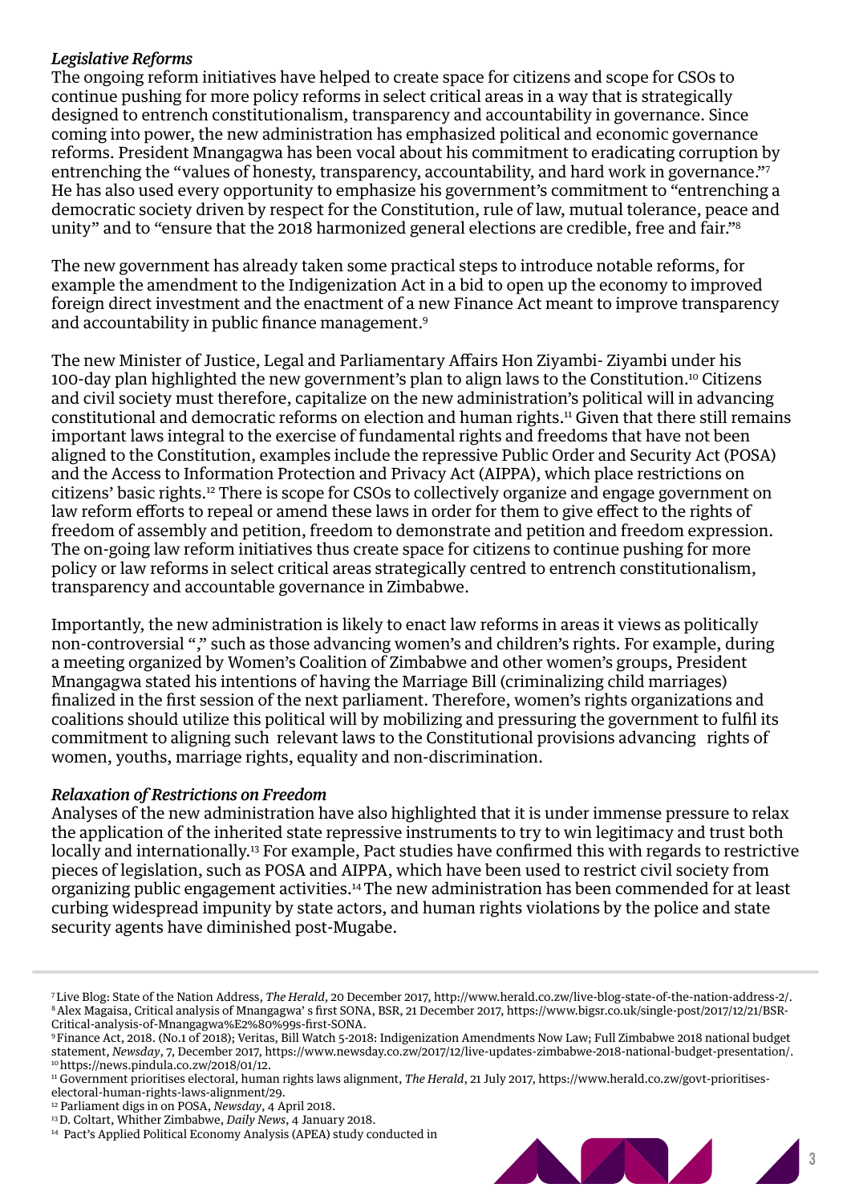### *Legislative Reforms*

The ongoing reform initiatives have helped to create space for citizens and scope for CSOs to continue pushing for more policy reforms in select critical areas in a way that is strategically designed to entrench constitutionalism, transparency and accountability in governance. Since coming into power, the new administration has emphasized political and economic governance reforms. President Mnangagwa has been vocal about his commitment to eradicating corruption by entrenching the "values of honesty, transparency, accountability, and hard work in governance."[7] He has also used every opportunity to emphasize his government's commitment to "entrenching a democratic society driven by respect for the Constitution, rule of law, mutual tolerance, peace and unity" and to "ensure that the 2018 harmonized general elections are credible, free and fair."[8]

The new government has already taken some practical steps to introduce notable reforms, for example the amendment to the Indigenization Act in a bid to open up the economy to improved foreign direct investment and the enactment of a new Finance Act meant to improve transparency and accountability in public finance management.[9]

The new Minister of Justice, Legal and Parliamentary Affairs Hon Ziyambi- Ziyambi under his 100-day plan highlighted the new government's plan to align laws to the Constitution.[10] Citizens and civil society must therefore, capitalize on the new administration's political will in advancing constitutional and democratic reforms on election and human rights.[11] Given that there still remains important laws integral to the exercise of fundamental rights and freedoms that have not been aligned to the Constitution, examples include the repressive Public Order and Security Act (POSA) and the Access to Information Protection and Privacy Act (AIPPA), which place restrictions on citizens' basic rights.[12] There is scope for CSOs to collectively organize and engage government on law reform efforts to repeal or amend these laws in order for them to give effect to the rights of freedom of assembly and petition, freedom to demonstrate and petition and freedom expression. The on-going law reform initiatives thus create space for citizens to continue pushing for more policy or law reforms in select critical areas strategically centred to entrench constitutionalism, transparency and accountable governance in Zimbabwe.

Importantly, the new administration is likely to enact law reforms in areas it views as politically non-controversial "," such as those advancing women's and children's rights. For example, during a meeting organized by Women's Coalition of Zimbabwe and other women's groups, President Mnangagwa stated his intentions of having the Marriage Bill (criminalizing child marriages) finalized in the first session of the next parliament. Therefore, women's rights organizations and coalitions should utilize this political will by mobilizing and pressuring the government to fulfil its commitment to aligning such relevant laws to the Constitutional provisions advancing rights of women, youths, marriage rights, equality and non-discrimination.

### *Relaxation of Restrictions on Freedom*

Analyses of the new administration have also highlighted that it is under immense pressure to relax the application of the inherited state repressive instruments to try to win legitimacy and trust both locally and internationally.[13] For example, Pact studies have confirmed this with regards to restrictive pieces of legislation, such as POSA and AIPPA, which have been used to restrict civil society from organizing public engagement activities.[14] The new administration has been commended for at least curbing widespread impunity by state actors, and human rights violations by the police and state security agents have diminished post-Mugabe.

---

[7] Live Blog: State of the Nation Address, *The Herald*, 20 December 2017, http://www.herald.co.zw/live-blog-state-of-the-nation-address-2/.
[8] Alex Magaisa, Critical analysis of Mnangagwa' s first SONA, BSR, 21 December 2017, https://www.bigsr.co.uk/single-post/2017/12/21/BSR-Critical-analysis-of-Mnangagwa%E2%80%99s-first-SONA.
[9] Finance Act, 2018. (No.1 of 2018); Veritas, Bill Watch 5-2018: Indigenization Amendments Now Law; Full Zimbabwe 2018 national budget statement, *Newsday*, 7, December 2017, https://www.newsday.co.zw/2017/12/live-updates-zimbabwe-2018-national-budget-presentation/.
[10] https://news.pindula.co.zw/2018/01/12.
[11] Government prioritises electoral, human rights laws alignment, *The Herald*, 21 July 2017, https://www.herald.co.zw/govt-prioritises-electoral-human-rights-laws-alignment/29.
[12] Parliament digs in on POSA, *Newsday*, 4 April 2018.
[13] D. Coltart, Whither Zimbabwe, *Daily News*, 4 January 2018.
[14] Pact's Applied Political Economy Analysis (APEA) study conducted in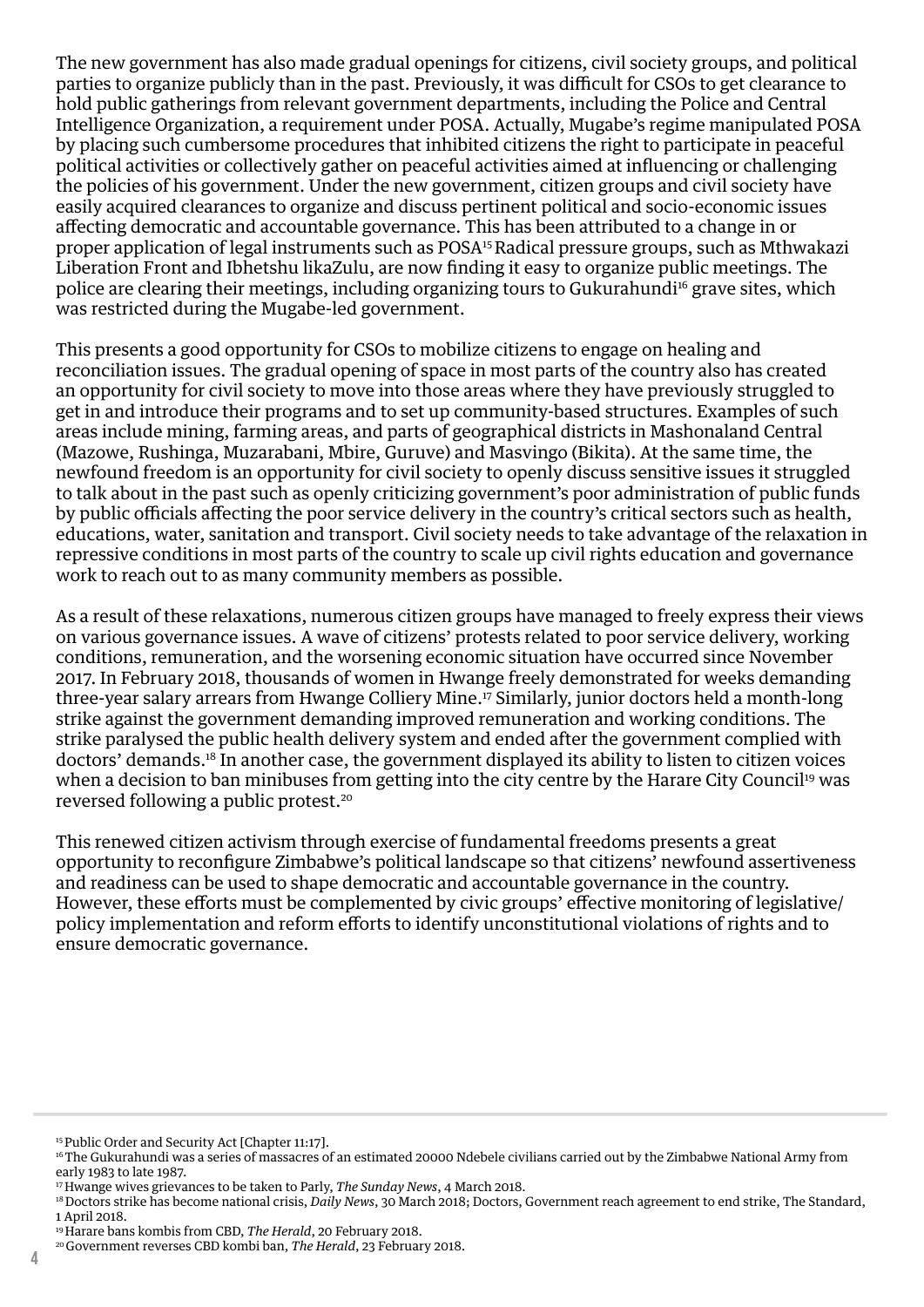The new government has also made gradual openings for citizens, civil society groups, and political parties to organize publicly than in the past. Previously, it was difficult for CSOs to get clearance to hold public gatherings from relevant government departments, including the Police and Central Intelligence Organization, a requirement under POSA. Actually, Mugabe's regime manipulated POSA by placing such cumbersome procedures that inhibited citizens the right to participate in peaceful political activities or collectively gather on peaceful activities aimed at influencing or challenging the policies of his government. Under the new government, citizen groups and civil society have easily acquired clearances to organize and discuss pertinent political and socio-economic issues affecting democratic and accountable governance. This has been attributed to a change in or proper application of legal instruments such as POSA[15] Radical pressure groups, such as Mthwakazi Liberation Front and Ibhetshu likaZulu, are now finding it easy to organize public meetings. The police are clearing their meetings, including organizing tours to Gukurahundi[16] grave sites, which was restricted during the Mugabe-led government.

This presents a good opportunity for CSOs to mobilize citizens to engage on healing and reconciliation issues. The gradual opening of space in most parts of the country also has created an opportunity for civil society to move into those areas where they have previously struggled to get in and introduce their programs and to set up community-based structures. Examples of such areas include mining, farming areas, and parts of geographical districts in Mashonaland Central (Mazowe, Rushinga, Muzarabani, Mbire, Guruve) and Masvingo (Bikita). At the same time, the newfound freedom is an opportunity for civil society to openly discuss sensitive issues it struggled to talk about in the past such as openly criticizing government's poor administration of public funds by public officials affecting the poor service delivery in the country's critical sectors such as health, educations, water, sanitation and transport. Civil society needs to take advantage of the relaxation in repressive conditions in most parts of the country to scale up civil rights education and governance work to reach out to as many community members as possible.

As a result of these relaxations, numerous citizen groups have managed to freely express their views on various governance issues. A wave of citizens' protests related to poor service delivery, working conditions, remuneration, and the worsening economic situation have occurred since November 2017. In February 2018, thousands of women in Hwange freely demonstrated for weeks demanding three-year salary arrears from Hwange Colliery Mine.[17] Similarly, junior doctors held a month-long strike against the government demanding improved remuneration and working conditions. The strike paralysed the public health delivery system and ended after the government complied with doctors' demands.[18] In another case, the government displayed its ability to listen to citizen voices when a decision to ban minibuses from getting into the city centre by the Harare City Council[19] was reversed following a public protest.[20]

This renewed citizen activism through exercise of fundamental freedoms presents a great opportunity to reconfigure Zimbabwe's political landscape so that citizens' newfound assertiveness and readiness can be used to shape democratic and accountable governance in the country. However, these efforts must be complemented by civic groups' effective monitoring of legislative/policy implementation and reform efforts to identify unconstitutional violations of rights and to ensure democratic governance.

---

[15] Public Order and Security Act [Chapter 11:17].

[16] The Gukurahundi was a series of massacres of an estimated 20000 Ndebele civilians carried out by the Zimbabwe National Army from early 1983 to late 1987.

[17] Hwange wives grievances to be taken to Parly, *The Sunday News*, 4 March 2018.

[18] Doctors strike has become national crisis, *Daily News*, 30 March 2018; Doctors, Government reach agreement to end strike, The Standard, 1 April 2018.

[19] Harare bans kombis from CBD, *The Herald*, 20 February 2018.

[20] Government reverses CBD kombi ban, *The Herald*, 23 February 2018.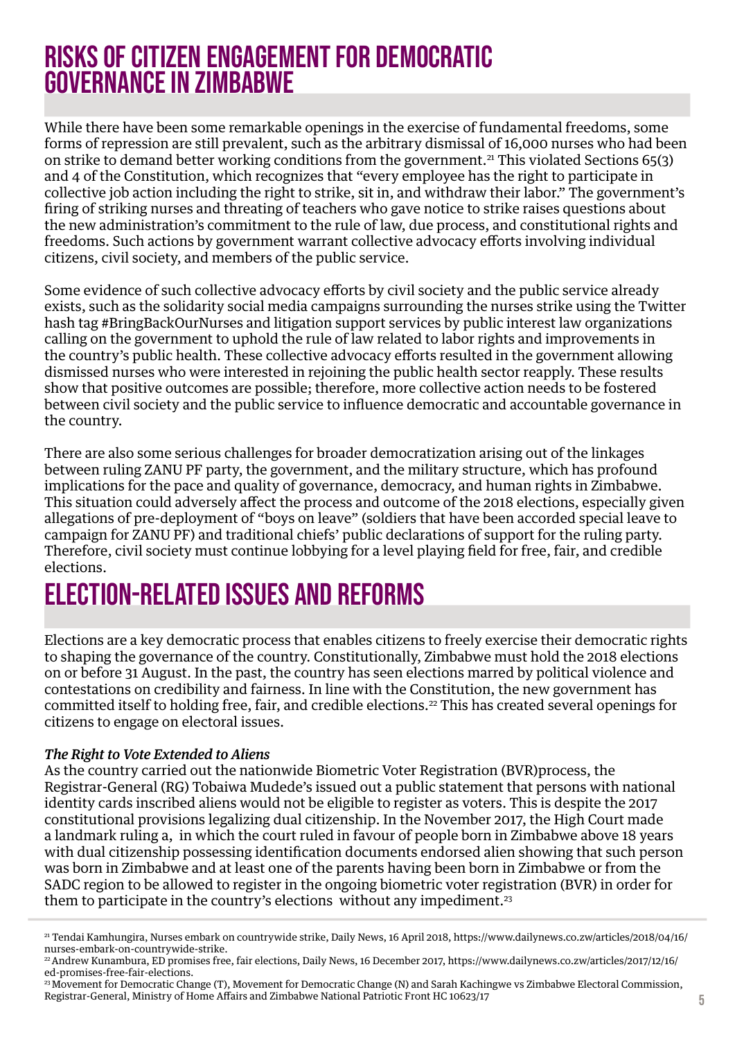## RISKS OF CITIZEN ENGAGEMENT FOR DEMOCRATIC GOVERNANCE IN ZIMBABWE

While there have been some remarkable openings in the exercise of fundamental freedoms, some forms of repression are still prevalent, such as the arbitrary dismissal of 16,000 nurses who had been on strike to demand better working conditions from the government.[21] This violated Sections 65(3) and 4 of the Constitution, which recognizes that "every employee has the right to participate in collective job action including the right to strike, sit in, and withdraw their labor." The government's firing of striking nurses and threating of teachers who gave notice to strike raises questions about the new administration's commitment to the rule of law, due process, and constitutional rights and freedoms. Such actions by government warrant collective advocacy efforts involving individual citizens, civil society, and members of the public service.

Some evidence of such collective advocacy efforts by civil society and the public service already exists, such as the solidarity social media campaigns surrounding the nurses strike using the Twitter hash tag #BringBackOurNurses and litigation support services by public interest law organizations calling on the government to uphold the rule of law related to labor rights and improvements in the country's public health. These collective advocacy efforts resulted in the government allowing dismissed nurses who were interested in rejoining the public health sector reapply. These results show that positive outcomes are possible; therefore, more collective action needs to be fostered between civil society and the public service to influence democratic and accountable governance in the country.

There are also some serious challenges for broader democratization arising out of the linkages between ruling ZANU PF party, the government, and the military structure, which has profound implications for the pace and quality of governance, democracy, and human rights in Zimbabwe. This situation could adversely affect the process and outcome of the 2018 elections, especially given allegations of pre-deployment of "boys on leave" (soldiers that have been accorded special leave to campaign for ZANU PF) and traditional chiefs' public declarations of support for the ruling party. Therefore, civil society must continue lobbying for a level playing field for free, fair, and credible elections.

## ELECTION-RELATED ISSUES AND REFORMS

Elections are a key democratic process that enables citizens to freely exercise their democratic rights to shaping the governance of the country. Constitutionally, Zimbabwe must hold the 2018 elections on or before 31 August. In the past, the country has seen elections marred by political violence and contestations on credibility and fairness. In line with the Constitution, the new government has committed itself to holding free, fair, and credible elections.[22] This has created several openings for citizens to engage on electoral issues.

***The Right to Vote Extended to Aliens***

As the country carried out the nationwide Biometric Voter Registration (BVR)process, the Registrar-General (RG) Tobaiwa Mudede's issued out a public statement that persons with national identity cards inscribed aliens would not be eligible to register as voters. This is despite the 2017 constitutional provisions legalizing dual citizenship. In the November 2017, the High Court made a landmark ruling a, in which the court ruled in favour of people born in Zimbabwe above 18 years with dual citizenship possessing identification documents endorsed alien showing that such person was born in Zimbabwe and at least one of the parents having been born in Zimbabwe or from the SADC region to be allowed to register in the ongoing biometric voter registration (BVR) in order for them to participate in the country's elections without any impediment.[23]

---

[21] Tendai Kamhungira, Nurses embark on countrywide strike, Daily News, 16 April 2018, https://www.dailynews.co.zw/articles/2018/04/16/nurses-embark-on-countrywide-strike.

[22] Andrew Kunambura, ED promises free, fair elections, Daily News, 16 December 2017, https://www.dailynews.co.zw/articles/2017/12/16/ed-promises-free-fair-elections.

[23] Movement for Democratic Change (T), Movement for Democratic Change (N) and Sarah Kachingwe vs Zimbabwe Electoral Commission, Registrar-General, Ministry of Home Affairs and Zimbabwe National Patriotic Front HC 10623/17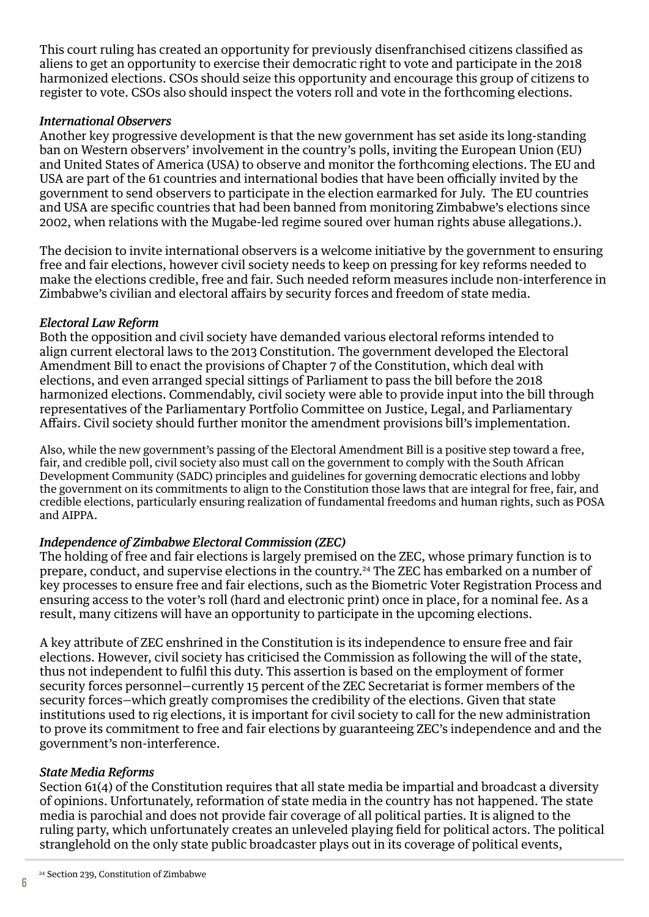This court ruling has created an opportunity for previously disenfranchised citizens classified as aliens to get an opportunity to exercise their democratic right to vote and participate in the 2018 harmonized elections. CSOs should seize this opportunity and encourage this group of citizens to register to vote. CSOs also should inspect the voters roll and vote in the forthcoming elections.

***International Observers***

Another key progressive development is that the new government has set aside its long-standing ban on Western observers' involvement in the country's polls, inviting the European Union (EU) and United States of America (USA) to observe and monitor the forthcoming elections. The EU and USA are part of the 61 countries and international bodies that have been officially invited by the government to send observers to participate in the election earmarked for July. The EU countries and USA are specific countries that had been banned from monitoring Zimbabwe's elections since 2002, when relations with the Mugabe-led regime soured over human rights abuse allegations.).

The decision to invite international observers is a welcome initiative by the government to ensuring free and fair elections, however civil society needs to keep on pressing for key reforms needed to make the elections credible, free and fair. Such needed reform measures include non-interference in Zimbabwe's civilian and electoral affairs by security forces and freedom of state media.

***Electoral Law Reform***

Both the opposition and civil society have demanded various electoral reforms intended to align current electoral laws to the 2013 Constitution. The government developed the Electoral Amendment Bill to enact the provisions of Chapter 7 of the Constitution, which deal with elections, and even arranged special sittings of Parliament to pass the bill before the 2018 harmonized elections. Commendably, civil society were able to provide input into the bill through representatives of the Parliamentary Portfolio Committee on Justice, Legal, and Parliamentary Affairs. Civil society should further monitor the amendment provisions bill's implementation.

Also, while the new government's passing of the Electoral Amendment Bill is a positive step toward a free, fair, and credible poll, civil society also must call on the government to comply with the South African Development Community (SADC) principles and guidelines for governing democratic elections and lobby the government on its commitments to align to the Constitution those laws that are integral for free, fair, and credible elections, particularly ensuring realization of fundamental freedoms and human rights, such as POSA and AIPPA.

***Independence of Zimbabwe Electoral Commission (ZEC)***

The holding of free and fair elections is largely premised on the ZEC, whose primary function is to prepare, conduct, and supervise elections in the country.[24] The ZEC has embarked on a number of key processes to ensure free and fair elections, such as the Biometric Voter Registration Process and ensuring access to the voter's roll (hard and electronic print) once in place, for a nominal fee. As a result, many citizens will have an opportunity to participate in the upcoming elections.

A key attribute of ZEC enshrined in the Constitution is its independence to ensure free and fair elections. However, civil society has criticised the Commission as following the will of the state, thus not independent to fulfil this duty. This assertion is based on the employment of former security forces personnel—currently 15 percent of the ZEC Secretariat is former members of the security forces—which greatly compromises the credibility of the elections. Given that state institutions used to rig elections, it is important for civil society to call for the new administration to prove its commitment to free and fair elections by guaranteeing ZEC's independence and and the government's non-interference.

***State Media Reforms***

Section 61(4) of the Constitution requires that all state media be impartial and broadcast a diversity of opinions. Unfortunately, reformation of state media in the country has not happened. The state media is parochial and does not provide fair coverage of all political parties. It is aligned to the ruling party, which unfortunately creates an unleveled playing field for political actors. The political stranglehold on the only state public broadcaster plays out in its coverage of political events,

[24] Section 239, Constitution of Zimbabwe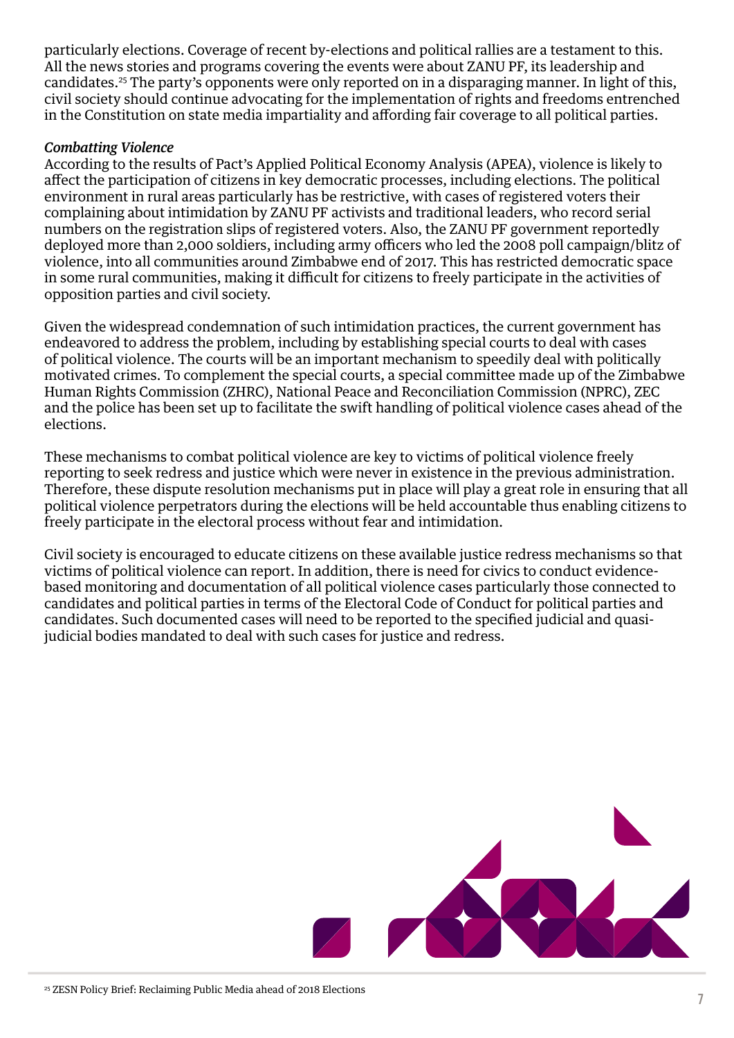particularly elections. Coverage of recent by-elections and political rallies are a testament to this. All the news stories and programs covering the events were about ZANU PF, its leadership and candidates.[25] The party's opponents were only reported on in a disparaging manner. In light of this, civil society should continue advocating for the implementation of rights and freedoms entrenched in the Constitution on state media impartiality and affording fair coverage to all political parties.

*Combatting Violence*

According to the results of Pact's Applied Political Economy Analysis (APEA), violence is likely to affect the participation of citizens in key democratic processes, including elections. The political environment in rural areas particularly has be restrictive, with cases of registered voters their complaining about intimidation by ZANU PF activists and traditional leaders, who record serial numbers on the registration slips of registered voters. Also, the ZANU PF government reportedly deployed more than 2,000 soldiers, including army officers who led the 2008 poll campaign/blitz of violence, into all communities around Zimbabwe end of 2017. This has restricted democratic space in some rural communities, making it difficult for citizens to freely participate in the activities of opposition parties and civil society.

Given the widespread condemnation of such intimidation practices, the current government has endeavored to address the problem, including by establishing special courts to deal with cases of political violence. The courts will be an important mechanism to speedily deal with politically motivated crimes. To complement the special courts, a special committee made up of the Zimbabwe Human Rights Commission (ZHRC), National Peace and Reconciliation Commission (NPRC), ZEC and the police has been set up to facilitate the swift handling of political violence cases ahead of the elections.

These mechanisms to combat political violence are key to victims of political violence freely reporting to seek redress and justice which were never in existence in the previous administration. Therefore, these dispute resolution mechanisms put in place will play a great role in ensuring that all political violence perpetrators during the elections will be held accountable thus enabling citizens to freely participate in the electoral process without fear and intimidation.

Civil society is encouraged to educate citizens on these available justice redress mechanisms so that victims of political violence can report. In addition, there is need for civics to conduct evidence-based monitoring and documentation of all political violence cases particularly those connected to candidates and political parties in terms of the Electoral Code of Conduct for political parties and candidates. Such documented cases will need to be reported to the specified judicial and quasi-judicial bodies mandated to deal with such cases for justice and redress.

[25] ZESN Policy Brief: Reclaiming Public Media ahead of 2018 Elections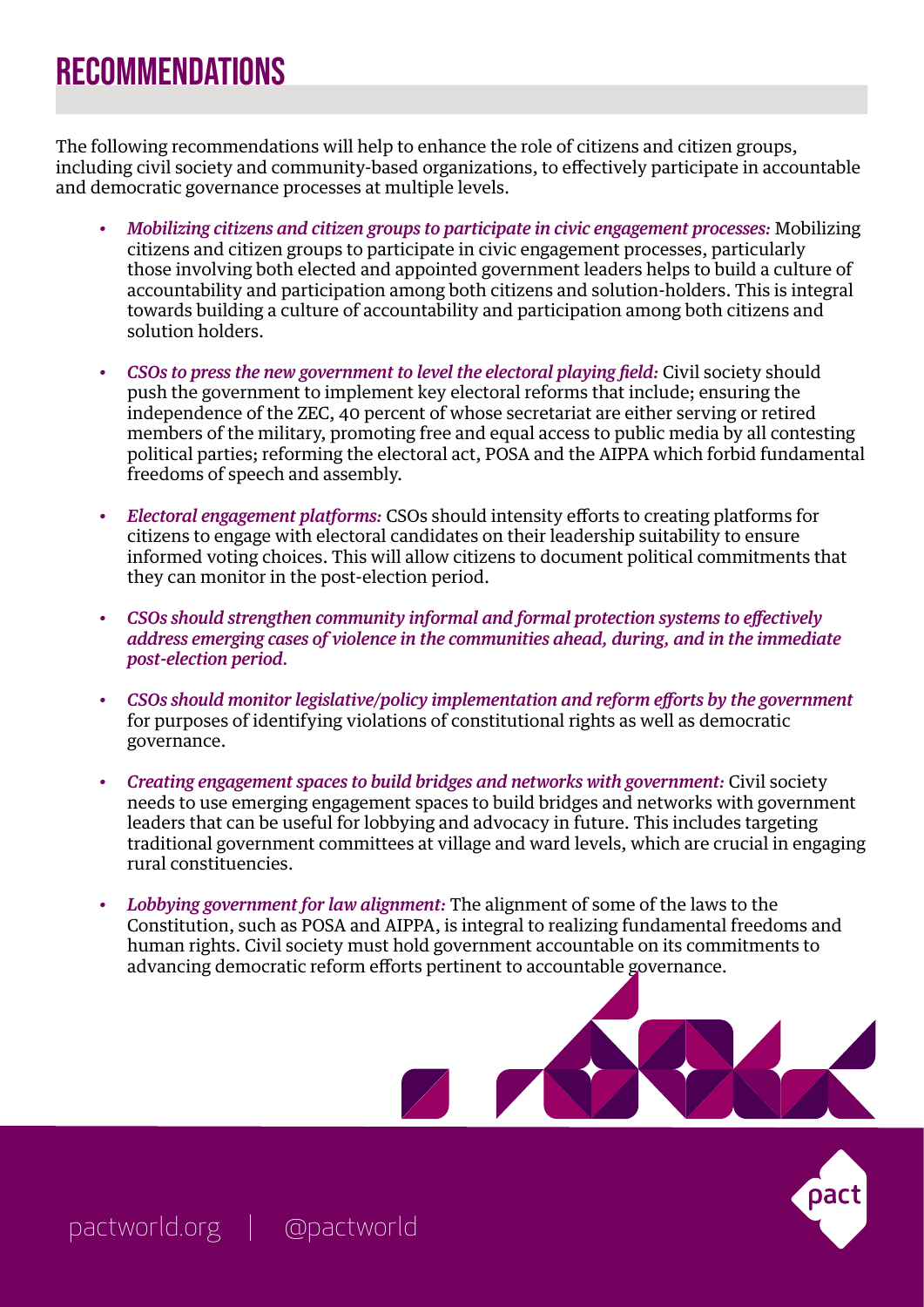# RECOMMENDATIONS

The following recommendations will help to enhance the role of citizens and citizen groups, including civil society and community-based organizations, to effectively participate in accountable and democratic governance processes at multiple levels.

- *Mobilizing citizens and citizen groups to participate in civic engagement processes:* Mobilizing citizens and citizen groups to participate in civic engagement processes, particularly those involving both elected and appointed government leaders helps to build a culture of accountability and participation among both citizens and solution-holders. This is integral towards building a culture of accountability and participation among both citizens and solution holders.
- *CSOs to press the new government to level the electoral playing field:* Civil society should push the government to implement key electoral reforms that include; ensuring the independence of the ZEC, 40 percent of whose secretariat are either serving or retired members of the military, promoting free and equal access to public media by all contesting political parties; reforming the electoral act, POSA and the AIPPA which forbid fundamental freedoms of speech and assembly.
- *Electoral engagement platforms:* CSOs should intensity efforts to creating platforms for citizens to engage with electoral candidates on their leadership suitability to ensure informed voting choices. This will allow citizens to document political commitments that they can monitor in the post-election period.
- *CSOs should strengthen community informal and formal protection systems to effectively address emerging cases of violence in the communities ahead, during, and in the immediate post-election period.*
- *CSOs should monitor legislative/policy implementation and reform efforts by the government* for purposes of identifying violations of constitutional rights as well as democratic governance.
- *Creating engagement spaces to build bridges and networks with government:* Civil society needs to use emerging engagement spaces to build bridges and networks with government leaders that can be useful for lobbying and advocacy in future. This includes targeting traditional government committees at village and ward levels, which are crucial in engaging rural constituencies.
- *Lobbying government for law alignment:* The alignment of some of the laws to the Constitution, such as POSA and AIPPA, is integral to realizing fundamental freedoms and human rights. Civil society must hold government accountable on its commitments to advancing democratic reform efforts pertinent to accountable governance.

pactworld.org | @pactworld